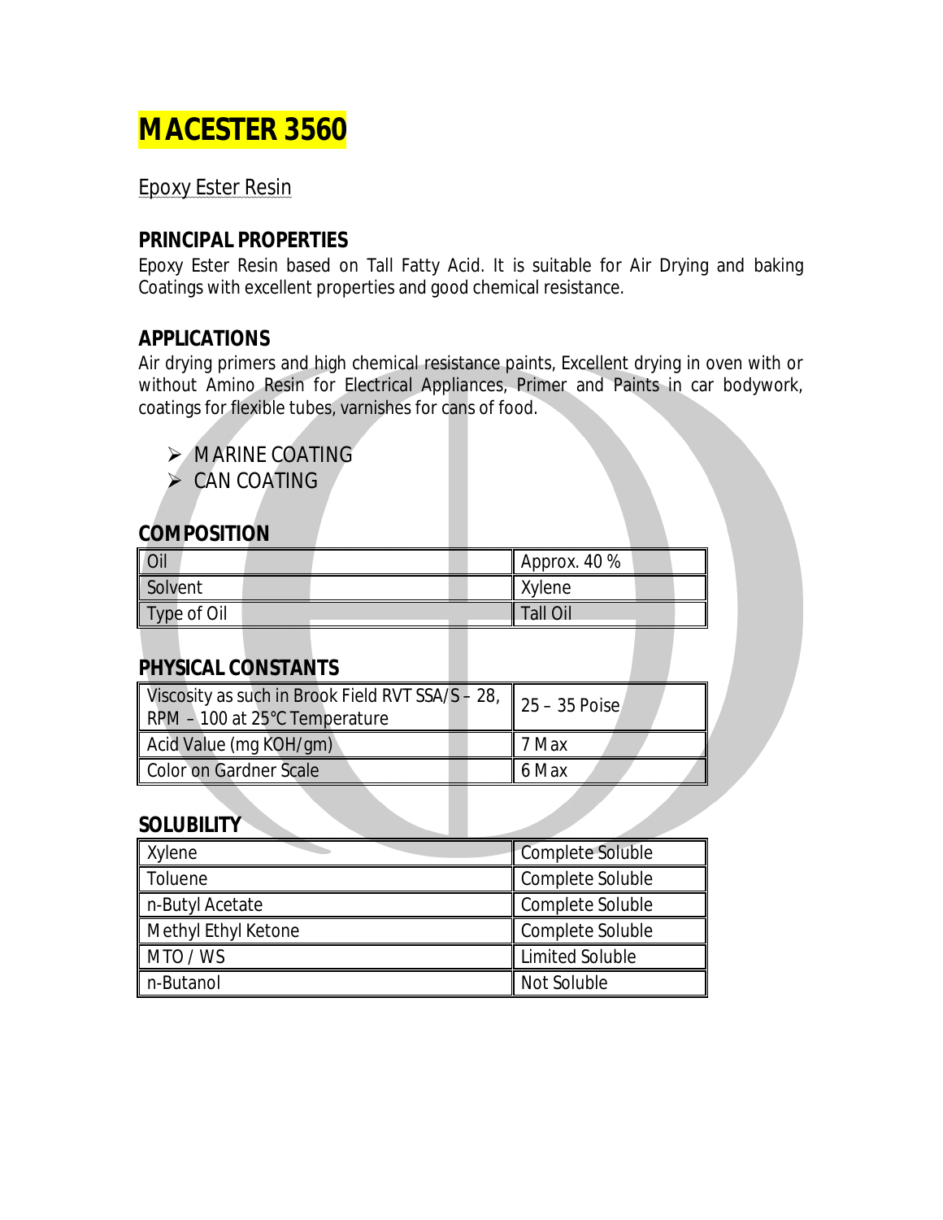# MACESTER 3560

Epoxy Ester Resin

## PRINCIPAL PROPERTIES

Epoxy Ester Resin based on Tall Fatty Acid. It is suitable for Air Drying and baking Coatings with excellent properties and good chemical resistance.

## APPLICATIONS

Air drying primers and high chemical resistance paints, Excellent drying in oven with or without Amino Resin for Electrical Appliances, Primer and Paints in car bodywork, coatings for flexible tubes, varnishes for cans of food.

- MARINE COATING
- CAN COATING

## COMPOSITION

| | |
|---|---|
| Oil | Approx. 40 % |
| Solvent | Xylene |
| Type of Oil | Tall Oil |

## PHYSICAL CONSTANTS

| | |
|---|---|
| Viscosity as such in Brook Field RVT SSA/S – 28, RPM – 100 at 25°C Temperature | 25 – 35 Poise |
| Acid Value (mg KOH/gm) | 7 Max |
| Color on Gardner Scale | 6 Max |

## SOLUBILITY

| | |
|---|---|
| Xylene | Complete Soluble |
| Toluene | Complete Soluble |
| n-Butyl Acetate | Complete Soluble |
| Methyl Ethyl Ketone | Complete Soluble |
| MTO / WS | Limited Soluble |
| n-Butanol | Not Soluble |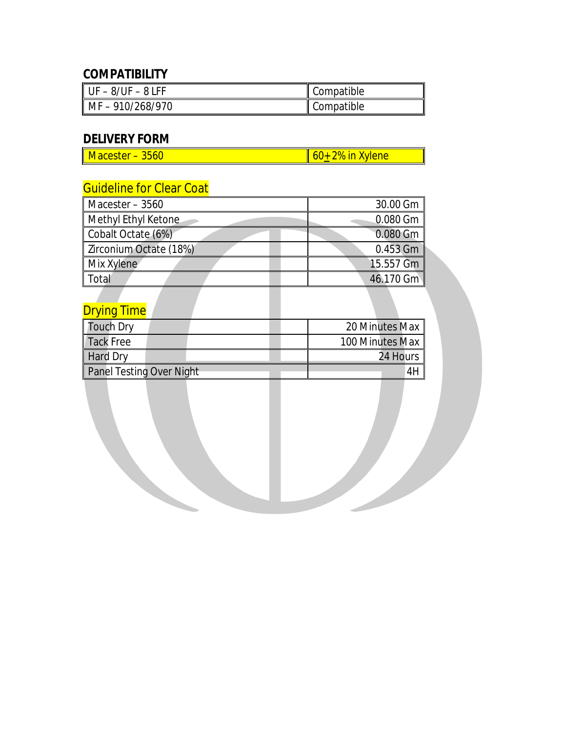## COMPATIBILITY

| | |
|---|---|
| UF – 8/UF – 8 LFF | Compatible |
| MF – 910/268/970 | Compatible |

## DELIVERY FORM

| | |
|---|---|
| Macester – 3560 | 60±2% in Xylene |

## Guideline for Clear Coat

| | |
|---|---|
| Macester – 3560 | 30.00 Gm |
| Methyl Ethyl Ketone | 0.080 Gm |
| Cobalt Octate (6%) | 0.080 Gm |
| Zirconium Octate (18%) | 0.453 Gm |
| Mix Xylene | 15.557 Gm |
| Total | 46.170 Gm |

## Drying Time

| | |
|---|---|
| Touch Dry | 20 Minutes Max |
| Tack Free | 100 Minutes Max |
| Hard Dry | 24 Hours |
| Panel Testing Over Night | 4H |